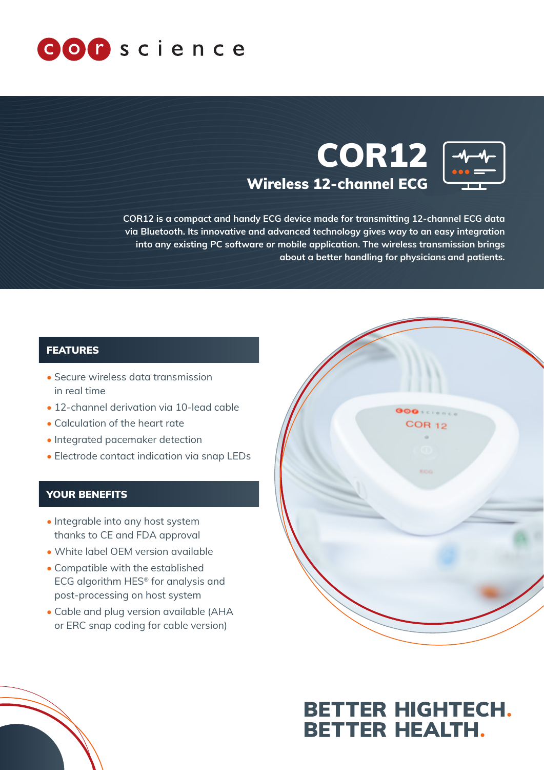cor science

# COR12

## Wireless 12-channel ECG

COR12 is a compact and handy ECG device made for transmitting 12-channel ECG data via Bluetooth. Its innovative and advanced technology gives way to an easy integration into any existing PC software or mobile application. The wireless transmission brings about a better handling for physicians and patients.

## FEATURES

- Secure wireless data transmission in real time
- 12-channel derivation via 10-lead cable
- Calculation of the heart rate
- Integrated pacemaker detection
- Electrode contact indication via snap LEDs

## YOUR BENEFITS

- Integrable into any host system thanks to CE and FDA approval
- White label OEM version available
- Compatible with the established ECG algorithm HES® for analysis and post-processing on host system
- Cable and plug version available (AHA or ERC snap coding for cable version)

**BETTER HIGHTECH.**
**BETTER HEALTH.**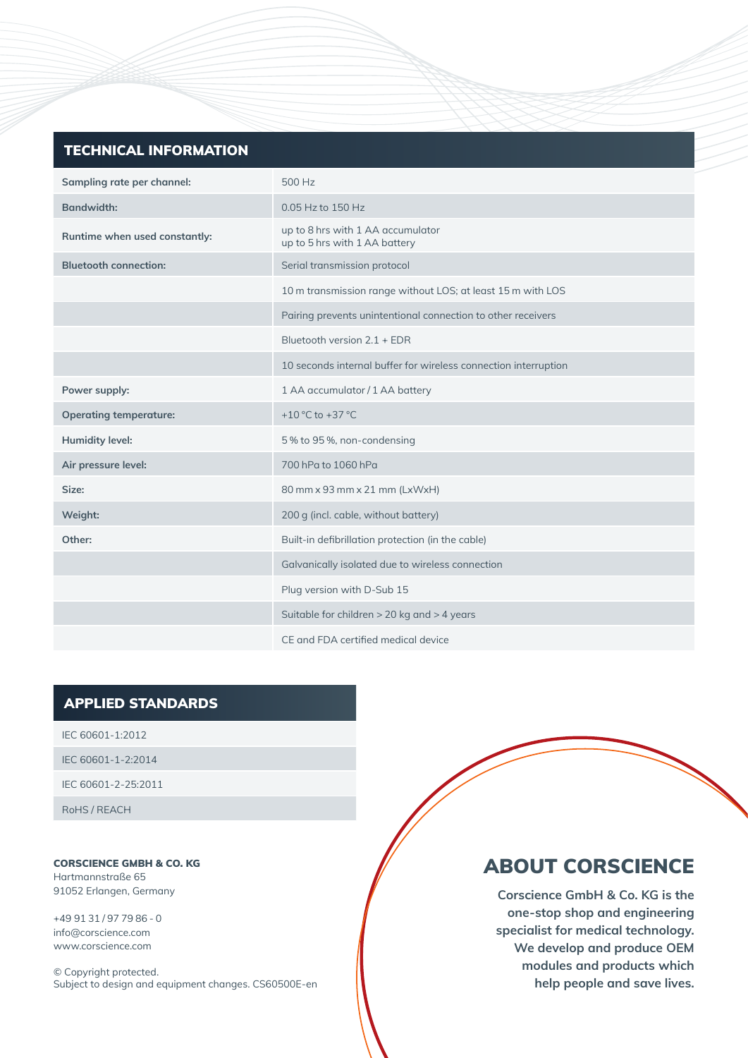## TECHNICAL INFORMATION

| | |
|---|---|
| **Sampling rate per channel:** | 500 Hz |
| **Bandwidth:** | 0.05 Hz to 150 Hz |
| **Runtime when used constantly:** | up to 8 hrs with 1 AA accumulator<br>up to 5 hrs with 1 AA battery |
| **Bluetooth connection:** | Serial transmission protocol |
| | 10 m transmission range without LOS; at least 15 m with LOS |
| | Pairing prevents unintentional connection to other receivers |
| | Bluetooth version 2.1 + EDR |
| | 10 seconds internal buffer for wireless connection interruption |
| **Power supply:** | 1 AA accumulator / 1 AA battery |
| **Operating temperature:** | +10 °C to +37 °C |
| **Humidity level:** | 5 % to 95 %, non-condensing |
| **Air pressure level:** | 700 hPa to 1060 hPa |
| **Size:** | 80 mm x 93 mm x 21 mm (LxWxH) |
| **Weight:** | 200 g (incl. cable, without battery) |
| **Other:** | Built-in defibrillation protection (in the cable) |
| | Galvanically isolated due to wireless connection |
| | Plug version with D-Sub 15 |
| | Suitable for children > 20 kg and > 4 years |
| | CE and FDA certified medical device |

## APPLIED STANDARDS

| |
|---|
| IEC 60601-1:2012 |
| IEC 60601-1-2:2014 |
| IEC 60601-2-25:2011 |
| RoHS / REACH |

**CORSCIENCE GMBH & CO. KG**
Hartmannstraße 65
91052 Erlangen, Germany

+49 91 31 / 97 79 86 - 0
info@corscience.com
www.corscience.com

© Copyright protected.
Subject to design and equipment changes. CS60500E-en

## ABOUT CORSCIENCE

**Corscience GmbH & Co. KG is the one-stop shop and engineering specialist for medical technology. We develop and produce OEM modules and products which help people and save lives.**